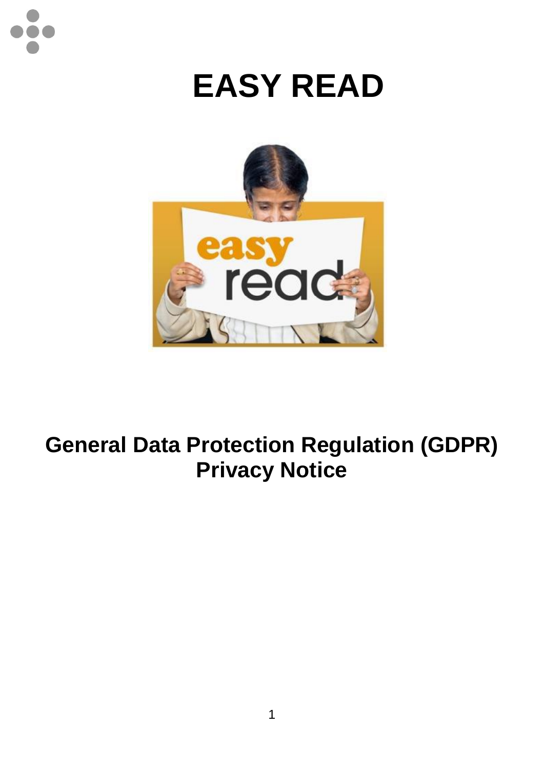# EASY READ

## General Data Protection Regulation (GDPR) Privacy Notice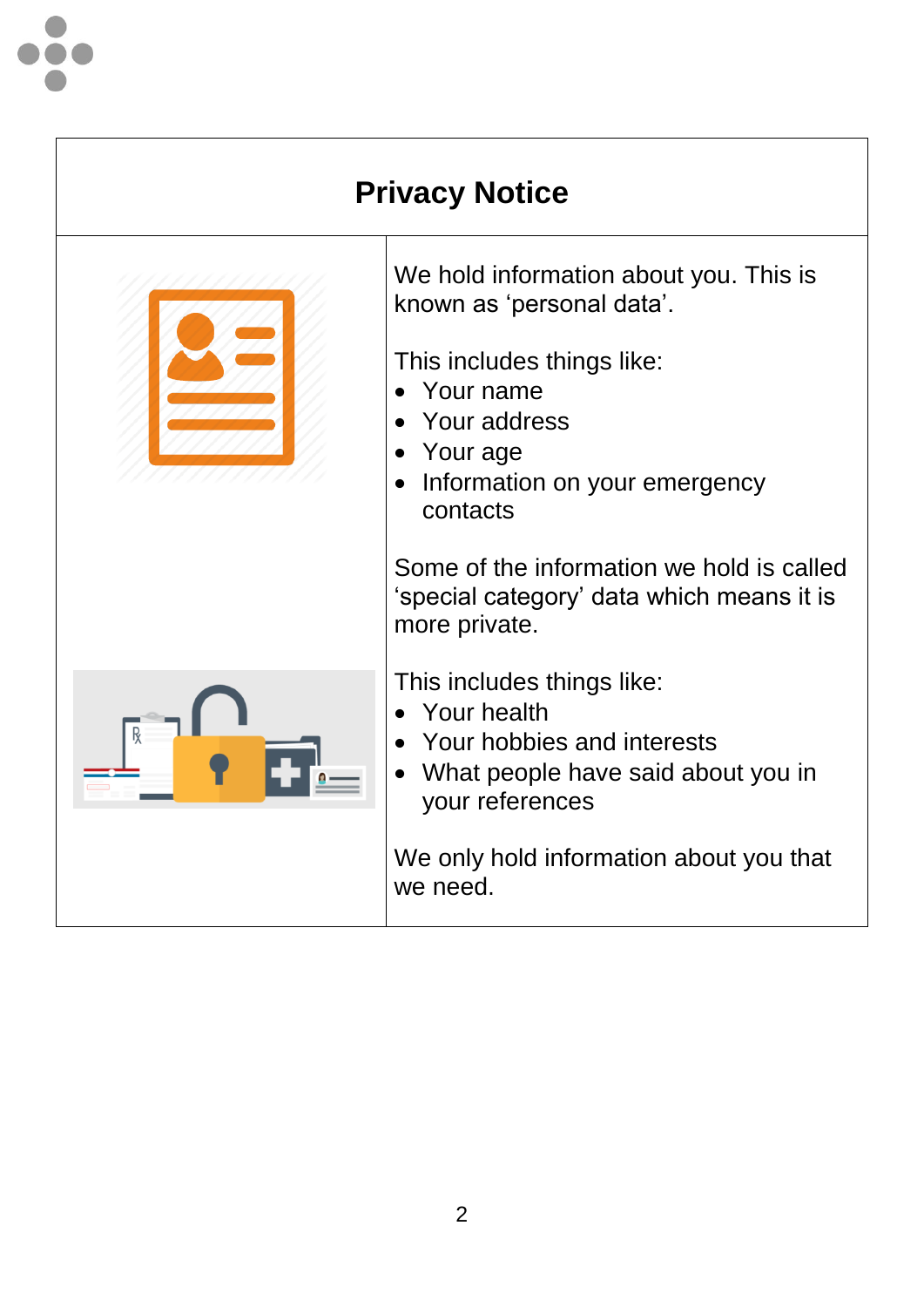# Privacy Notice

We hold information about you. This is known as 'personal data'.

This includes things like:

- Your name
- Your address
- Your age
- Information on your emergency contacts

Some of the information we hold is called 'special category' data which means it is more private.

This includes things like:

- Your health
- Your hobbies and interests
- What people have said about you in your references

We only hold information about you that we need.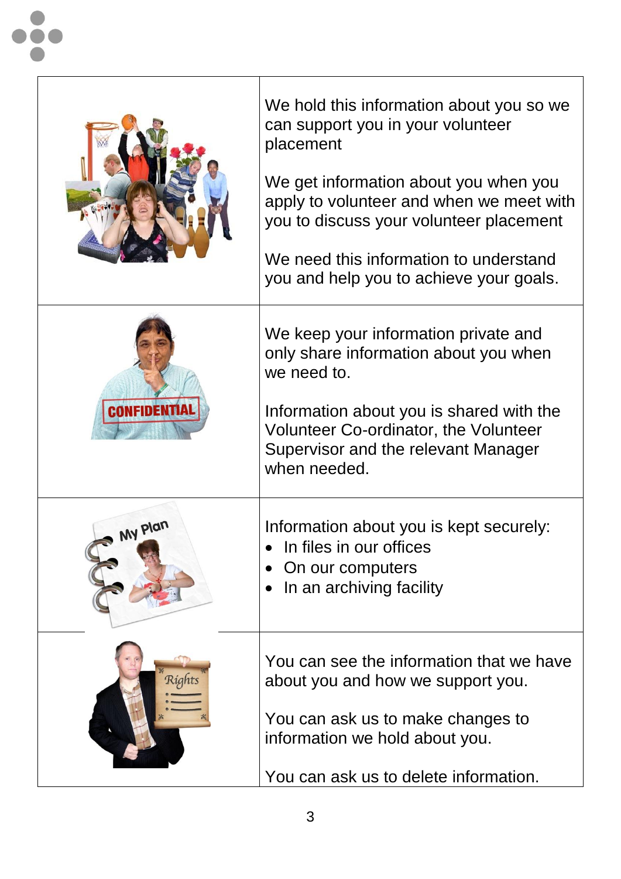We hold this information about you so we can support you in your volunteer placement

We get information about you when you apply to volunteer and when we meet with you to discuss your volunteer placement

We need this information to understand you and help you to achieve your goals.

We keep your information private and only share information about you when we need to.

Information about you is shared with the Volunteer Co-ordinator, the Volunteer Supervisor and the relevant Manager when needed.

Information about you is kept securely:

- In files in our offices
- On our computers
- In an archiving facility

You can see the information that we have about you and how we support you.

You can ask us to make changes to information we hold about you.

You can ask us to delete information.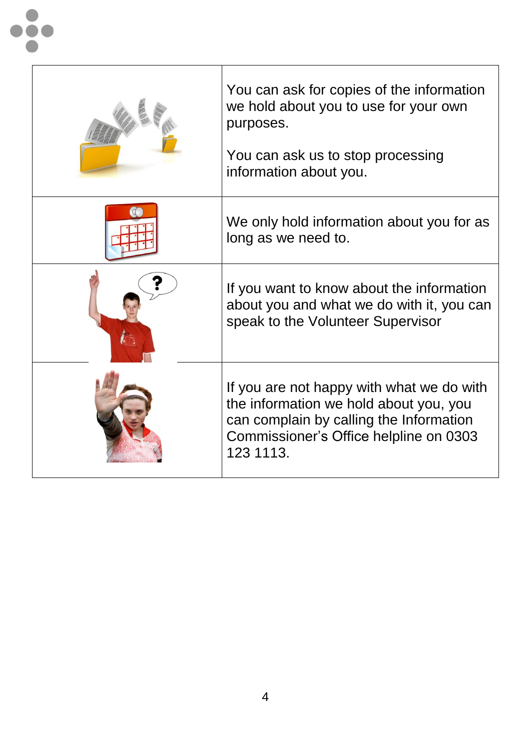| | |
|---|---|
| | You can ask for copies of the information we hold about you to use for your own purposes.<br><br>You can ask us to stop processing information about you. |
| | We only hold information about you for as long as we need to. |
| | If you want to know about the information about you and what we do with it, you can speak to the Volunteer Supervisor |
| | If you are not happy with what we do with the information we hold about you, you can complain by calling the Information Commissioner's Office helpline on 0303 123 1113. |